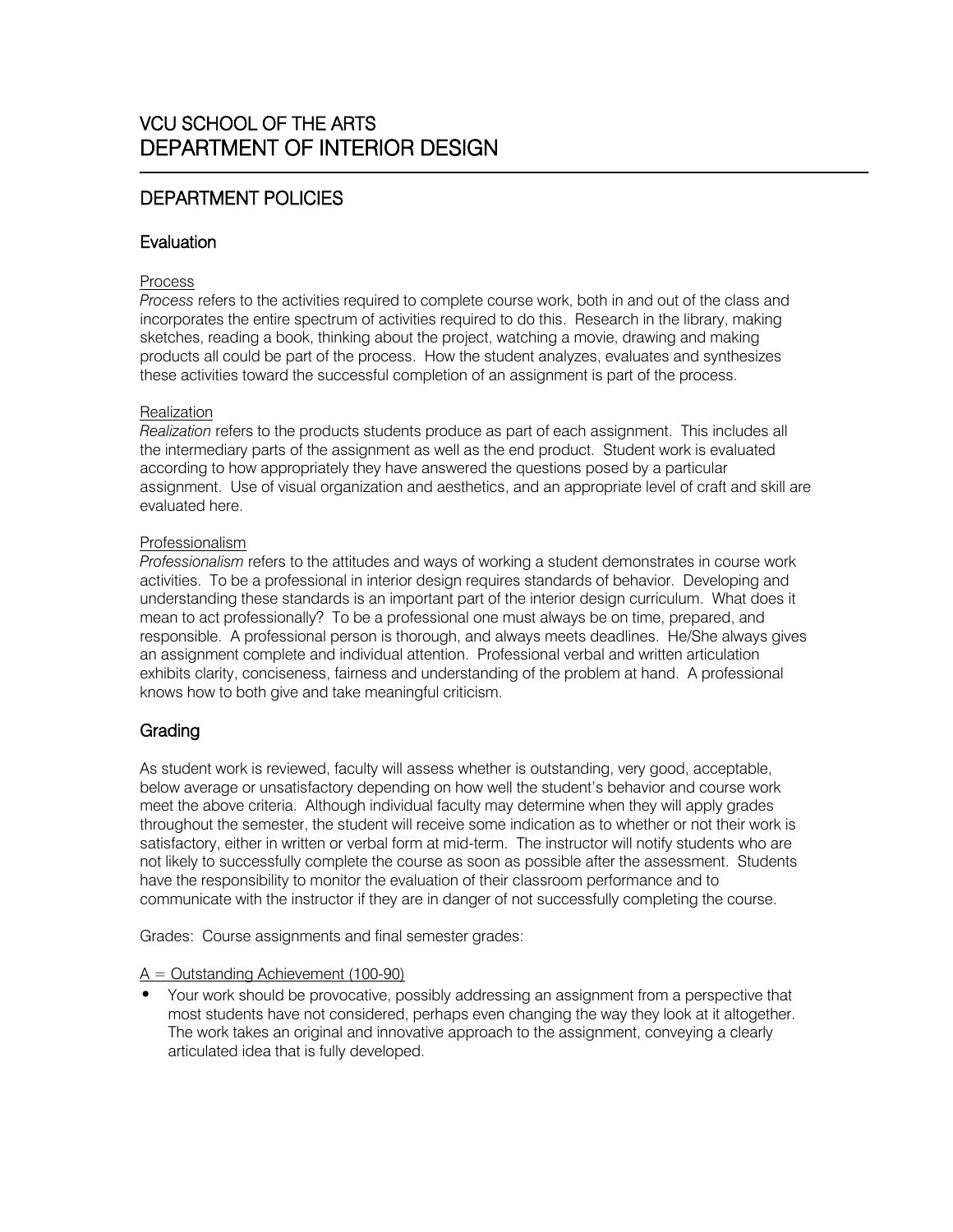# VCU SCHOOL OF THE ARTS
# DEPARTMENT OF INTERIOR DESIGN

## DEPARTMENT POLICIES

### Evaluation

Process
*Process* refers to the activities required to complete course work, both in and out of the class and incorporates the entire spectrum of activities required to do this. Research in the library, making sketches, reading a book, thinking about the project, watching a movie, drawing and making products all could be part of the process. How the student analyzes, evaluates and synthesizes these activities toward the successful completion of an assignment is part of the process.

Realization
*Realization* refers to the products students produce as part of each assignment. This includes all the intermediary parts of the assignment as well as the end product. Student work is evaluated according to how appropriately they have answered the questions posed by a particular assignment. Use of visual organization and aesthetics, and an appropriate level of craft and skill are evaluated here.

Professionalism
*Professionalism* refers to the attitudes and ways of working a student demonstrates in course work activities. To be a professional in interior design requires standards of behavior. Developing and understanding these standards is an important part of the interior design curriculum. What does it mean to act professionally? To be a professional one must always be on time, prepared, and responsible. A professional person is thorough, and always meets deadlines. He/She always gives an assignment complete and individual attention. Professional verbal and written articulation exhibits clarity, conciseness, fairness and understanding of the problem at hand. A professional knows how to both give and take meaningful criticism.

### Grading

As student work is reviewed, faculty will assess whether is outstanding, very good, acceptable, below average or unsatisfactory depending on how well the student's behavior and course work meet the above criteria. Although individual faculty may determine when they will apply grades throughout the semester, the student will receive some indication as to whether or not their work is satisfactory, either in written or verbal form at mid-term. The instructor will notify students who are not likely to successfully complete the course as soon as possible after the assessment. Students have the responsibility to monitor the evaluation of their classroom performance and to communicate with the instructor if they are in danger of not successfully completing the course.

Grades: Course assignments and final semester grades:

A = Outstanding Achievement (100-90)

- Your work should be provocative, possibly addressing an assignment from a perspective that most students have not considered, perhaps even changing the way they look at it altogether. The work takes an original and innovative approach to the assignment, conveying a clearly articulated idea that is fully developed.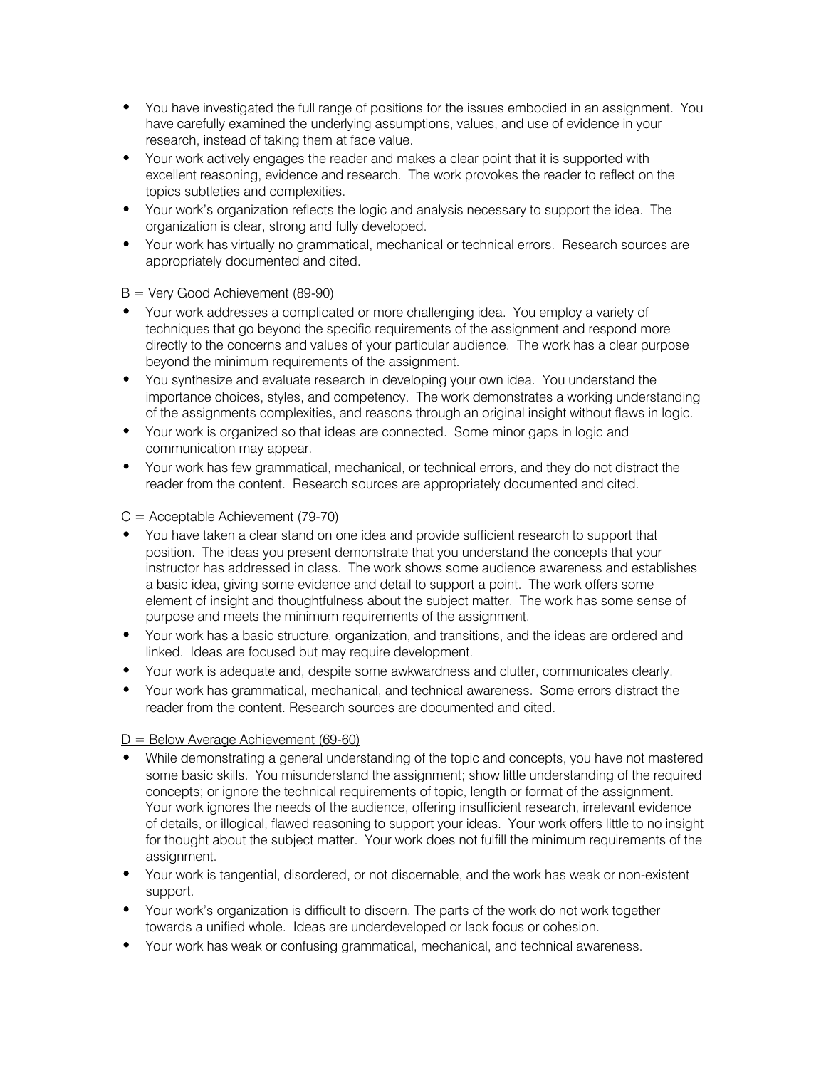- You have investigated the full range of positions for the issues embodied in an assignment. You have carefully examined the underlying assumptions, values, and use of evidence in your research, instead of taking them at face value.
- Your work actively engages the reader and makes a clear point that it is supported with excellent reasoning, evidence and research. The work provokes the reader to reflect on the topics subtleties and complexities.
- Your work's organization reflects the logic and analysis necessary to support the idea. The organization is clear, strong and fully developed.
- Your work has virtually no grammatical, mechanical or technical errors. Research sources are appropriately documented and cited.

<u>B = Very Good Achievement (89-90)</u>

- Your work addresses a complicated or more challenging idea. You employ a variety of techniques that go beyond the specific requirements of the assignment and respond more directly to the concerns and values of your particular audience. The work has a clear purpose beyond the minimum requirements of the assignment.
- You synthesize and evaluate research in developing your own idea. You understand the importance choices, styles, and competency. The work demonstrates a working understanding of the assignments complexities, and reasons through an original insight without flaws in logic.
- Your work is organized so that ideas are connected. Some minor gaps in logic and communication may appear.
- Your work has few grammatical, mechanical, or technical errors, and they do not distract the reader from the content. Research sources are appropriately documented and cited.

<u>C = Acceptable Achievement (79-70)</u>

- You have taken a clear stand on one idea and provide sufficient research to support that position. The ideas you present demonstrate that you understand the concepts that your instructor has addressed in class. The work shows some audience awareness and establishes a basic idea, giving some evidence and detail to support a point. The work offers some element of insight and thoughtfulness about the subject matter. The work has some sense of purpose and meets the minimum requirements of the assignment.
- Your work has a basic structure, organization, and transitions, and the ideas are ordered and linked. Ideas are focused but may require development.
- Your work is adequate and, despite some awkwardness and clutter, communicates clearly.
- Your work has grammatical, mechanical, and technical awareness. Some errors distract the reader from the content. Research sources are documented and cited.

<u>D = Below Average Achievement (69-60)</u>

- While demonstrating a general understanding of the topic and concepts, you have not mastered some basic skills. You misunderstand the assignment; show little understanding of the required concepts; or ignore the technical requirements of topic, length or format of the assignment. Your work ignores the needs of the audience, offering insufficient research, irrelevant evidence of details, or illogical, flawed reasoning to support your ideas. Your work offers little to no insight for thought about the subject matter. Your work does not fulfill the minimum requirements of the assignment.
- Your work is tangential, disordered, or not discernable, and the work has weak or non-existent support.
- Your work's organization is difficult to discern. The parts of the work do not work together towards a unified whole. Ideas are underdeveloped or lack focus or cohesion.
- Your work has weak or confusing grammatical, mechanical, and technical awareness.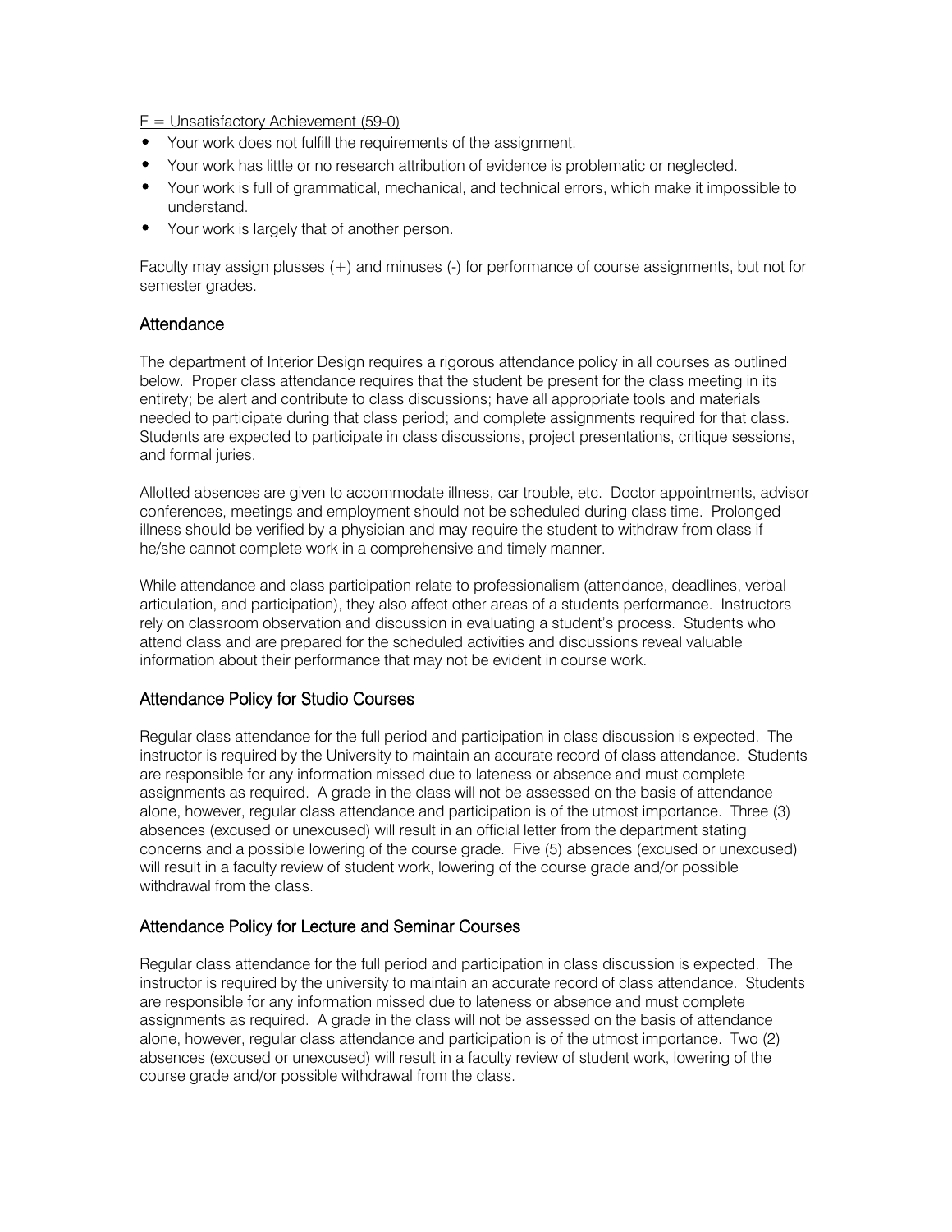F = Unsatisfactory Achievement (59-0)

- Your work does not fulfill the requirements of the assignment.
- Your work has little or no research attribution of evidence is problematic or neglected.
- Your work is full of grammatical, mechanical, and technical errors, which make it impossible to understand.
- Your work is largely that of another person.

Faculty may assign plusses (+) and minuses (-) for performance of course assignments, but not for semester grades.

## Attendance

The department of Interior Design requires a rigorous attendance policy in all courses as outlined below. Proper class attendance requires that the student be present for the class meeting in its entirety; be alert and contribute to class discussions; have all appropriate tools and materials needed to participate during that class period; and complete assignments required for that class. Students are expected to participate in class discussions, project presentations, critique sessions, and formal juries.

Allotted absences are given to accommodate illness, car trouble, etc. Doctor appointments, advisor conferences, meetings and employment should not be scheduled during class time. Prolonged illness should be verified by a physician and may require the student to withdraw from class if he/she cannot complete work in a comprehensive and timely manner.

While attendance and class participation relate to professionalism (attendance, deadlines, verbal articulation, and participation), they also affect other areas of a students performance. Instructors rely on classroom observation and discussion in evaluating a student's process. Students who attend class and are prepared for the scheduled activities and discussions reveal valuable information about their performance that may not be evident in course work.

## Attendance Policy for Studio Courses

Regular class attendance for the full period and participation in class discussion is expected. The instructor is required by the University to maintain an accurate record of class attendance. Students are responsible for any information missed due to lateness or absence and must complete assignments as required. A grade in the class will not be assessed on the basis of attendance alone, however, regular class attendance and participation is of the utmost importance. Three (3) absences (excused or unexcused) will result in an official letter from the department stating concerns and a possible lowering of the course grade. Five (5) absences (excused or unexcused) will result in a faculty review of student work, lowering of the course grade and/or possible withdrawal from the class.

## Attendance Policy for Lecture and Seminar Courses

Regular class attendance for the full period and participation in class discussion is expected. The instructor is required by the university to maintain an accurate record of class attendance. Students are responsible for any information missed due to lateness or absence and must complete assignments as required. A grade in the class will not be assessed on the basis of attendance alone, however, regular class attendance and participation is of the utmost importance. Two (2) absences (excused or unexcused) will result in a faculty review of student work, lowering of the course grade and/or possible withdrawal from the class.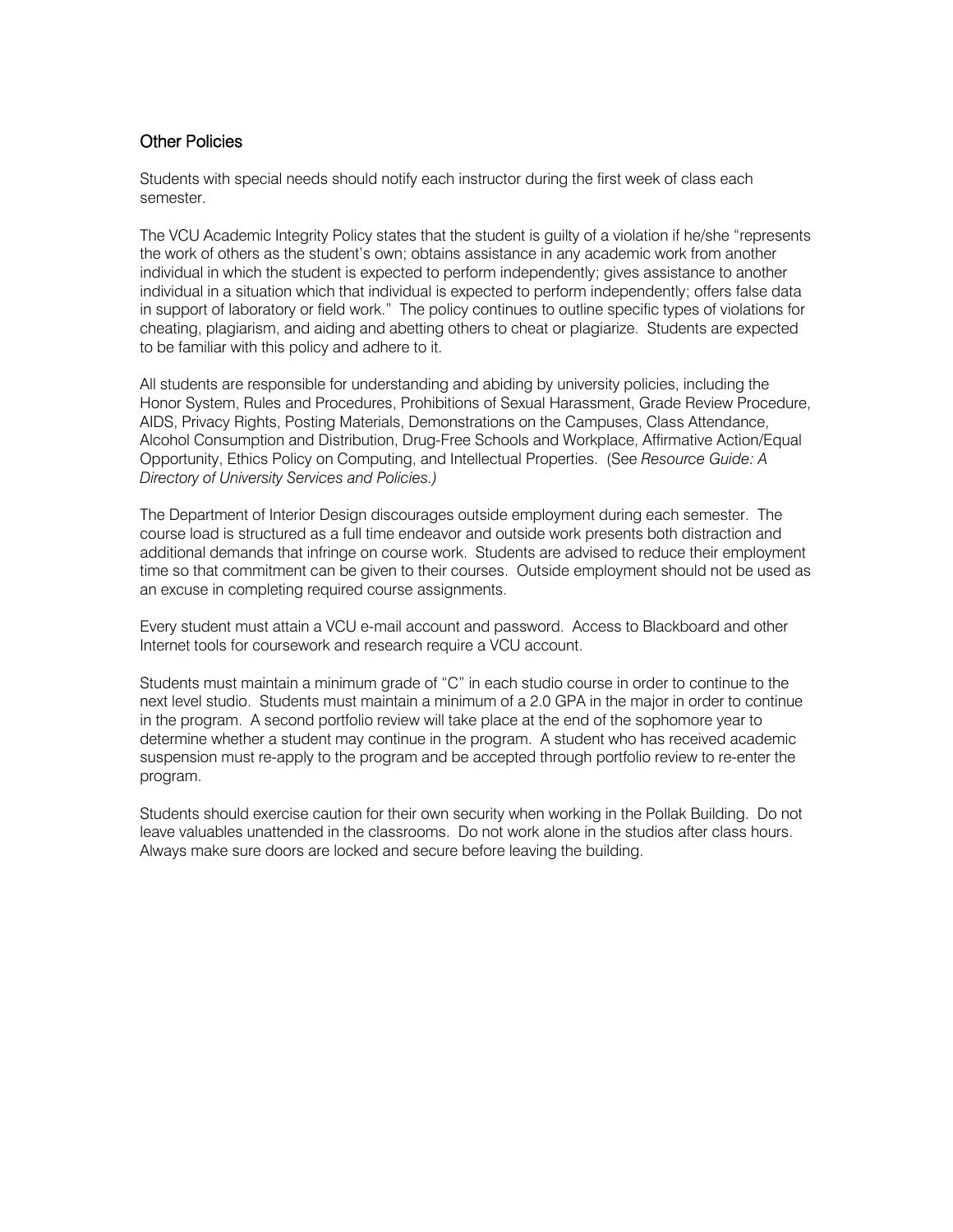## Other Policies

Students with special needs should notify each instructor during the first week of class each semester.

The VCU Academic Integrity Policy states that the student is guilty of a violation if he/she "represents the work of others as the student's own; obtains assistance in any academic work from another individual in which the student is expected to perform independently; gives assistance to another individual in a situation which that individual is expected to perform independently; offers false data in support of laboratory or field work." The policy continues to outline specific types of violations for cheating, plagiarism, and aiding and abetting others to cheat or plagiarize. Students are expected to be familiar with this policy and adhere to it.

All students are responsible for understanding and abiding by university policies, including the Honor System, Rules and Procedures, Prohibitions of Sexual Harassment, Grade Review Procedure, AIDS, Privacy Rights, Posting Materials, Demonstrations on the Campuses, Class Attendance, Alcohol Consumption and Distribution, Drug-Free Schools and Workplace, Affirmative Action/Equal Opportunity, Ethics Policy on Computing, and Intellectual Properties. (See *Resource Guide: A Directory of University Services and Policies.)*

The Department of Interior Design discourages outside employment during each semester. The course load is structured as a full time endeavor and outside work presents both distraction and additional demands that infringe on course work. Students are advised to reduce their employment time so that commitment can be given to their courses. Outside employment should not be used as an excuse in completing required course assignments.

Every student must attain a VCU e-mail account and password. Access to Blackboard and other Internet tools for coursework and research require a VCU account.

Students must maintain a minimum grade of "C" in each studio course in order to continue to the next level studio. Students must maintain a minimum of a 2.0 GPA in the major in order to continue in the program. A second portfolio review will take place at the end of the sophomore year to determine whether a student may continue in the program. A student who has received academic suspension must re-apply to the program and be accepted through portfolio review to re-enter the program.

Students should exercise caution for their own security when working in the Pollak Building. Do not leave valuables unattended in the classrooms. Do not work alone in the studios after class hours. Always make sure doors are locked and secure before leaving the building.